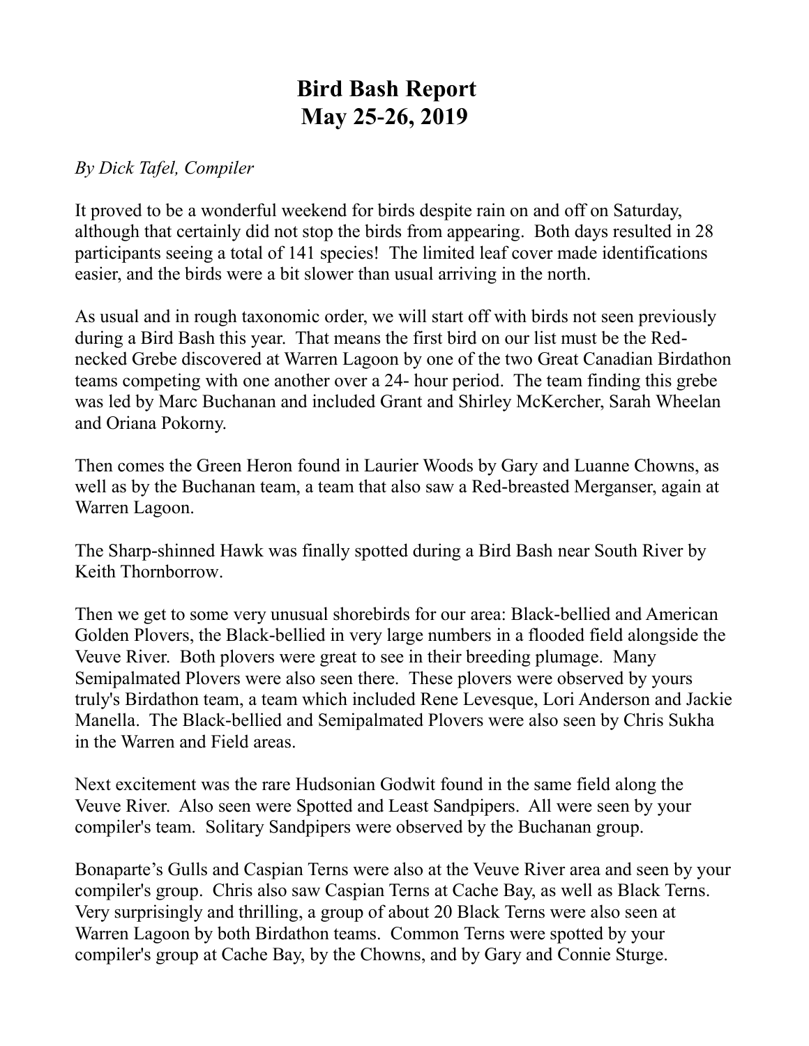# Bird Bash Report
# May 25-26, 2019

*By Dick Tafel, Compiler*

It proved to be a wonderful weekend for birds despite rain on and off on Saturday, although that certainly did not stop the birds from appearing. Both days resulted in 28 participants seeing a total of 141 species! The limited leaf cover made identifications easier, and the birds were a bit slower than usual arriving in the north.

As usual and in rough taxonomic order, we will start off with birds not seen previously during a Bird Bash this year. That means the first bird on our list must be the Red-necked Grebe discovered at Warren Lagoon by one of the two Great Canadian Birdathon teams competing with one another over a 24- hour period. The team finding this grebe was led by Marc Buchanan and included Grant and Shirley McKercher, Sarah Wheelan and Oriana Pokorny.

Then comes the Green Heron found in Laurier Woods by Gary and Luanne Chowns, as well as by the Buchanan team, a team that also saw a Red-breasted Merganser, again at Warren Lagoon.

The Sharp-shinned Hawk was finally spotted during a Bird Bash near South River by Keith Thornborrow.

Then we get to some very unusual shorebirds for our area: Black-bellied and American Golden Plovers, the Black-bellied in very large numbers in a flooded field alongside the Veuve River. Both plovers were great to see in their breeding plumage. Many Semipalmated Plovers were also seen there. These plovers were observed by yours truly's Birdathon team, a team which included Rene Levesque, Lori Anderson and Jackie Manella. The Black-bellied and Semipalmated Plovers were also seen by Chris Sukha in the Warren and Field areas.

Next excitement was the rare Hudsonian Godwit found in the same field along the Veuve River. Also seen were Spotted and Least Sandpipers. All were seen by your compiler's team. Solitary Sandpipers were observed by the Buchanan group.

Bonaparte's Gulls and Caspian Terns were also at the Veuve River area and seen by your compiler's group. Chris also saw Caspian Terns at Cache Bay, as well as Black Terns. Very surprisingly and thrilling, a group of about 20 Black Terns were also seen at Warren Lagoon by both Birdathon teams. Common Terns were spotted by your compiler's group at Cache Bay, by the Chowns, and by Gary and Connie Sturge.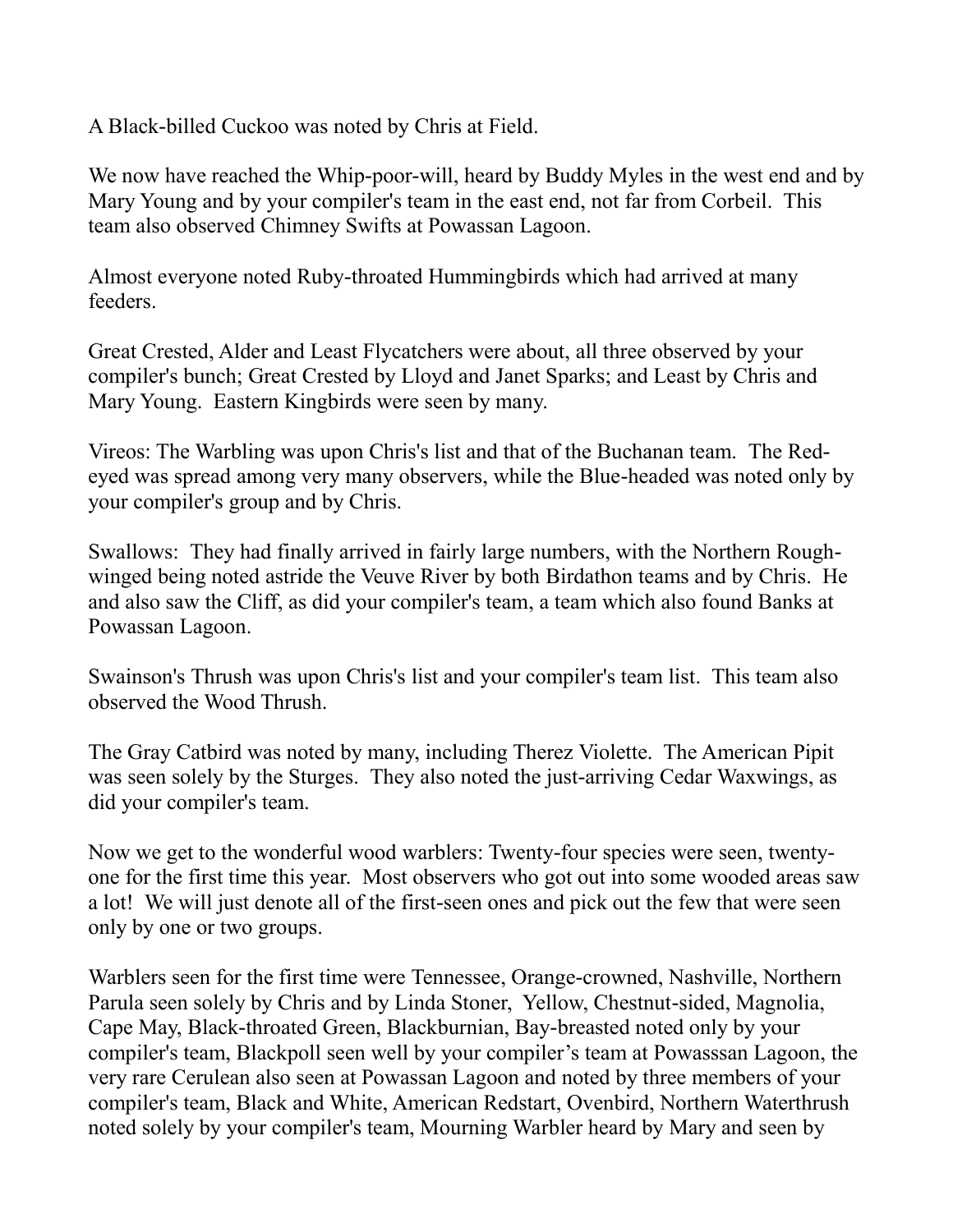A Black-billed Cuckoo was noted by Chris at Field.

We now have reached the Whip-poor-will, heard by Buddy Myles in the west end and by Mary Young and by your compiler's team in the east end, not far from Corbeil. This team also observed Chimney Swifts at Powassan Lagoon.

Almost everyone noted Ruby-throated Hummingbirds which had arrived at many feeders.

Great Crested, Alder and Least Flycatchers were about, all three observed by your compiler's bunch; Great Crested by Lloyd and Janet Sparks; and Least by Chris and Mary Young. Eastern Kingbirds were seen by many.

Vireos: The Warbling was upon Chris's list and that of the Buchanan team. The Red-eyed was spread among very many observers, while the Blue-headed was noted only by your compiler's group and by Chris.

Swallows: They had finally arrived in fairly large numbers, with the Northern Rough-winged being noted astride the Veuve River by both Birdathon teams and by Chris. He and also saw the Cliff, as did your compiler's team, a team which also found Banks at Powassan Lagoon.

Swainson's Thrush was upon Chris's list and your compiler's team list. This team also observed the Wood Thrush.

The Gray Catbird was noted by many, including Therez Violette. The American Pipit was seen solely by the Sturges. They also noted the just-arriving Cedar Waxwings, as did your compiler's team.

Now we get to the wonderful wood warblers: Twenty-four species were seen, twenty-one for the first time this year. Most observers who got out into some wooded areas saw a lot! We will just denote all of the first-seen ones and pick out the few that were seen only by one or two groups.

Warblers seen for the first time were Tennessee, Orange-crowned, Nashville, Northern Parula seen solely by Chris and by Linda Stoner, Yellow, Chestnut-sided, Magnolia, Cape May, Black-throated Green, Blackburnian, Bay-breasted noted only by your compiler's team, Blackpoll seen well by your compiler's team at Powasssan Lagoon, the very rare Cerulean also seen at Powassan Lagoon and noted by three members of your compiler's team, Black and White, American Redstart, Ovenbird, Northern Waterthrush noted solely by your compiler's team, Mourning Warbler heard by Mary and seen by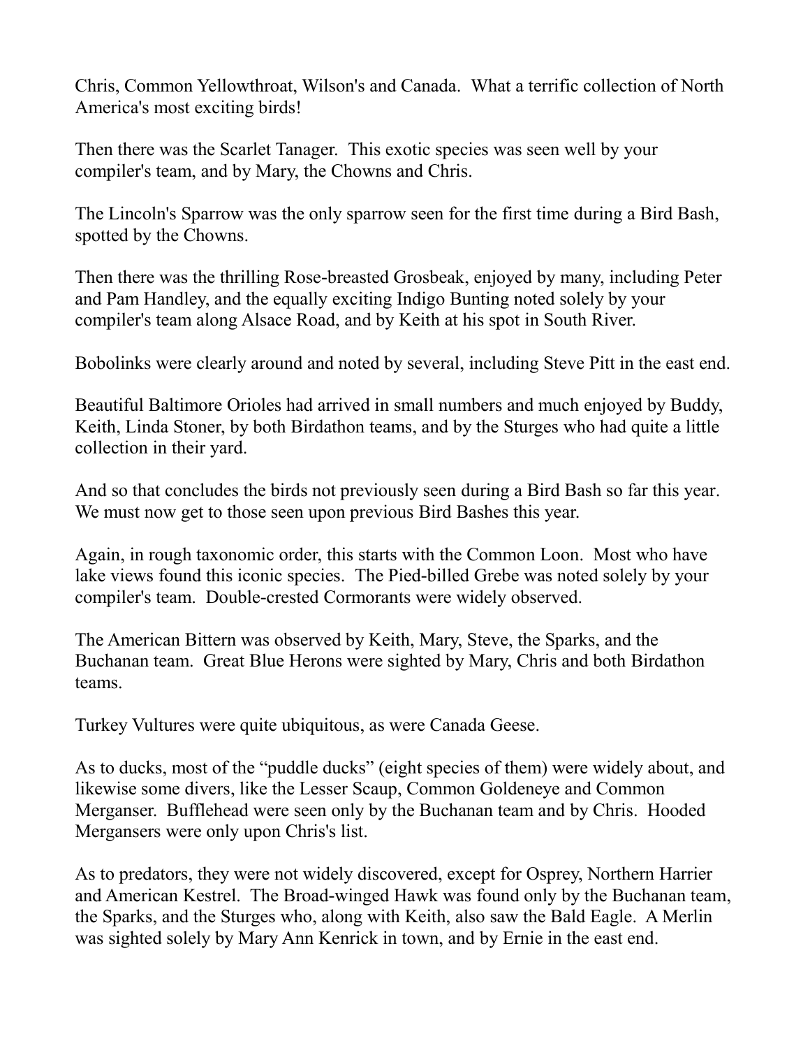Chris, Common Yellowthroat, Wilson's and Canada. What a terrific collection of North America's most exciting birds!

Then there was the Scarlet Tanager. This exotic species was seen well by your compiler's team, and by Mary, the Chowns and Chris.

The Lincoln's Sparrow was the only sparrow seen for the first time during a Bird Bash, spotted by the Chowns.

Then there was the thrilling Rose-breasted Grosbeak, enjoyed by many, including Peter and Pam Handley, and the equally exciting Indigo Bunting noted solely by your compiler's team along Alsace Road, and by Keith at his spot in South River.

Bobolinks were clearly around and noted by several, including Steve Pitt in the east end.

Beautiful Baltimore Orioles had arrived in small numbers and much enjoyed by Buddy, Keith, Linda Stoner, by both Birdathon teams, and by the Sturges who had quite a little collection in their yard.

And so that concludes the birds not previously seen during a Bird Bash so far this year. We must now get to those seen upon previous Bird Bashes this year.

Again, in rough taxonomic order, this starts with the Common Loon. Most who have lake views found this iconic species. The Pied-billed Grebe was noted solely by your compiler's team. Double-crested Cormorants were widely observed.

The American Bittern was observed by Keith, Mary, Steve, the Sparks, and the Buchanan team. Great Blue Herons were sighted by Mary, Chris and both Birdathon teams.

Turkey Vultures were quite ubiquitous, as were Canada Geese.

As to ducks, most of the "puddle ducks" (eight species of them) were widely about, and likewise some divers, like the Lesser Scaup, Common Goldeneye and Common Merganser. Bufflehead were seen only by the Buchanan team and by Chris. Hooded Mergansers were only upon Chris's list.

As to predators, they were not widely discovered, except for Osprey, Northern Harrier and American Kestrel. The Broad-winged Hawk was found only by the Buchanan team, the Sparks, and the Sturges who, along with Keith, also saw the Bald Eagle. A Merlin was sighted solely by Mary Ann Kenrick in town, and by Ernie in the east end.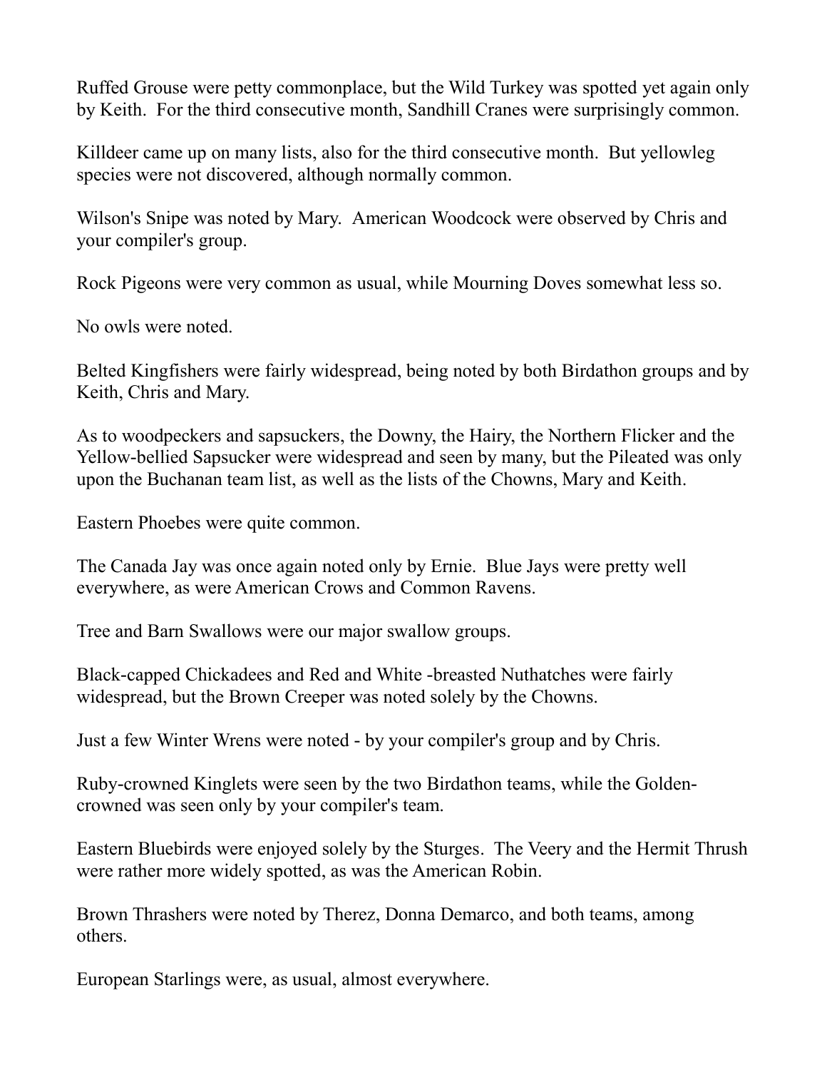Ruffed Grouse were petty commonplace, but the Wild Turkey was spotted yet again only by Keith. For the third consecutive month, Sandhill Cranes were surprisingly common.

Killdeer came up on many lists, also for the third consecutive month. But yellowleg species were not discovered, although normally common.

Wilson's Snipe was noted by Mary. American Woodcock were observed by Chris and your compiler's group.

Rock Pigeons were very common as usual, while Mourning Doves somewhat less so.

No owls were noted.

Belted Kingfishers were fairly widespread, being noted by both Birdathon groups and by Keith, Chris and Mary.

As to woodpeckers and sapsuckers, the Downy, the Hairy, the Northern Flicker and the Yellow-bellied Sapsucker were widespread and seen by many, but the Pileated was only upon the Buchanan team list, as well as the lists of the Chowns, Mary and Keith.

Eastern Phoebes were quite common.

The Canada Jay was once again noted only by Ernie. Blue Jays were pretty well everywhere, as were American Crows and Common Ravens.

Tree and Barn Swallows were our major swallow groups.

Black-capped Chickadees and Red and White -breasted Nuthatches were fairly widespread, but the Brown Creeper was noted solely by the Chowns.

Just a few Winter Wrens were noted - by your compiler's group and by Chris.

Ruby-crowned Kinglets were seen by the two Birdathon teams, while the Golden-crowned was seen only by your compiler's team.

Eastern Bluebirds were enjoyed solely by the Sturges. The Veery and the Hermit Thrush were rather more widely spotted, as was the American Robin.

Brown Thrashers were noted by Therez, Donna Demarco, and both teams, among others.

European Starlings were, as usual, almost everywhere.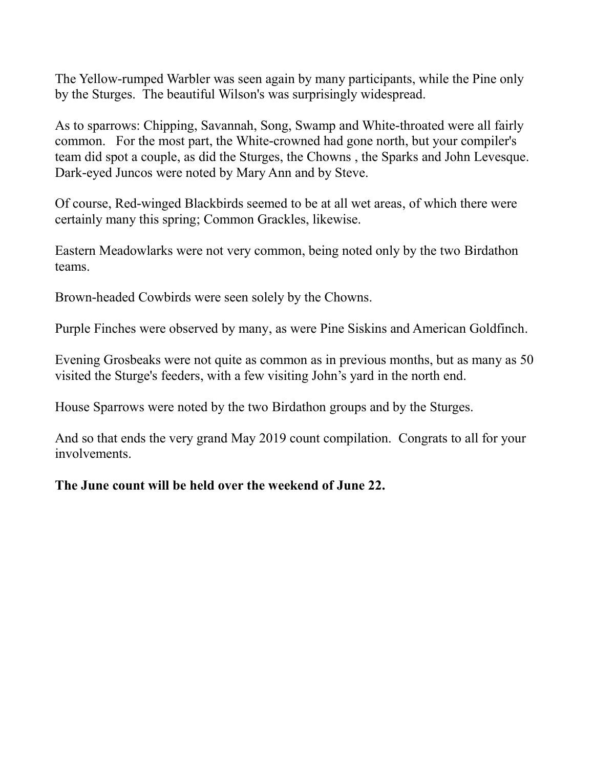The Yellow-rumped Warbler was seen again by many participants, while the Pine only by the Sturges. The beautiful Wilson's was surprisingly widespread.

As to sparrows: Chipping, Savannah, Song, Swamp and White-throated were all fairly common. For the most part, the White-crowned had gone north, but your compiler's team did spot a couple, as did the Sturges, the Chowns , the Sparks and John Levesque. Dark-eyed Juncos were noted by Mary Ann and by Steve.

Of course, Red-winged Blackbirds seemed to be at all wet areas, of which there were certainly many this spring; Common Grackles, likewise.

Eastern Meadowlarks were not very common, being noted only by the two Birdathon teams.

Brown-headed Cowbirds were seen solely by the Chowns.

Purple Finches were observed by many, as were Pine Siskins and American Goldfinch.

Evening Grosbeaks were not quite as common as in previous months, but as many as 50 visited the Sturge's feeders, with a few visiting John's yard in the north end.

House Sparrows were noted by the two Birdathon groups and by the Sturges.

And so that ends the very grand May 2019 count compilation. Congrats to all for your involvements.

**The June count will be held over the weekend of June 22.**